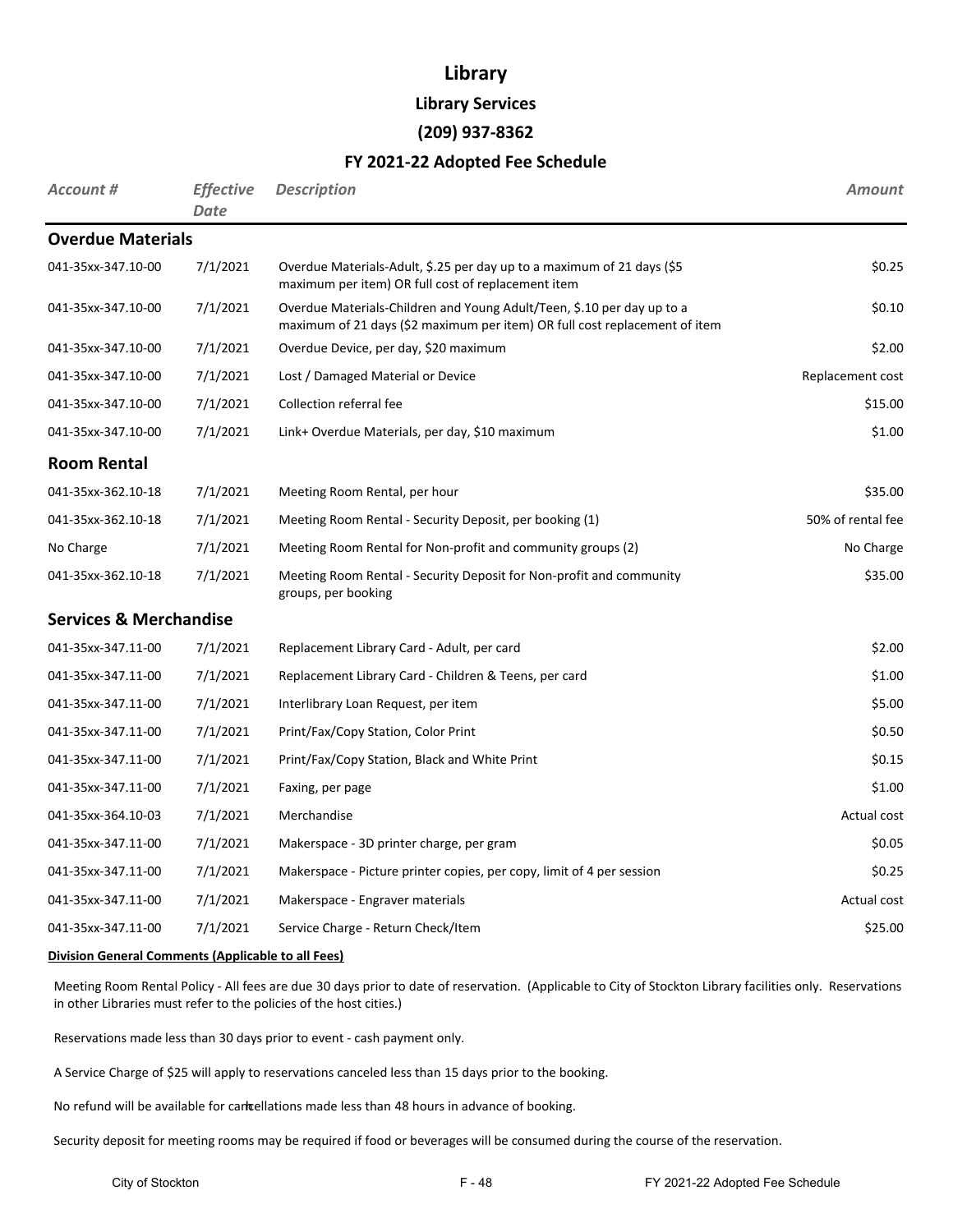# Library

## Library Services

### (209) 937-8362

### FY 2021-22 Adopted Fee Schedule

| *Account #* | *Effective Date* | *Description* | *Amount* |
|---|---|---|---|
| **Overdue Materials** | | | |
| 041-35xx-347.10-00 | 7/1/2021 | Overdue Materials-Adult, \$.25 per day up to a maximum of 21 days (\$5 maximum per item) OR full cost of replacement item | \$0.25 |
| 041-35xx-347.10-00 | 7/1/2021 | Overdue Materials-Children and Young Adult/Teen, \$.10 per day up to a maximum of 21 days (\$2 maximum per item) OR full cost replacement of item | \$0.10 |
| 041-35xx-347.10-00 | 7/1/2021 | Overdue Device, per day, \$20 maximum | \$2.00 |
| 041-35xx-347.10-00 | 7/1/2021 | Lost / Damaged Material or Device | Replacement cost |
| 041-35xx-347.10-00 | 7/1/2021 | Collection referral fee | \$15.00 |
| 041-35xx-347.10-00 | 7/1/2021 | Link+ Overdue Materials, per day, \$10 maximum | \$1.00 |
| **Room Rental** | | | |
| 041-35xx-362.10-18 | 7/1/2021 | Meeting Room Rental, per hour | \$35.00 |
| 041-35xx-362.10-18 | 7/1/2021 | Meeting Room Rental - Security Deposit, per booking (1) | 50% of rental fee |
| No Charge | 7/1/2021 | Meeting Room Rental for Non-profit and community groups (2) | No Charge |
| 041-35xx-362.10-18 | 7/1/2021 | Meeting Room Rental - Security Deposit for Non-profit and community groups, per booking | \$35.00 |
| **Services & Merchandise** | | | |
| 041-35xx-347.11-00 | 7/1/2021 | Replacement Library Card - Adult, per card | \$2.00 |
| 041-35xx-347.11-00 | 7/1/2021 | Replacement Library Card - Children & Teens, per card | \$1.00 |
| 041-35xx-347.11-00 | 7/1/2021 | Interlibrary Loan Request, per item | \$5.00 |
| 041-35xx-347.11-00 | 7/1/2021 | Print/Fax/Copy Station, Color Print | \$0.50 |
| 041-35xx-347.11-00 | 7/1/2021 | Print/Fax/Copy Station, Black and White Print | \$0.15 |
| 041-35xx-347.11-00 | 7/1/2021 | Faxing, per page | \$1.00 |
| 041-35xx-364.10-03 | 7/1/2021 | Merchandise | Actual cost |
| 041-35xx-347.11-00 | 7/1/2021 | Makerspace - 3D printer charge, per gram | \$0.05 |
| 041-35xx-347.11-00 | 7/1/2021 | Makerspace - Picture printer copies, per copy, limit of 4 per session | \$0.25 |
| 041-35xx-347.11-00 | 7/1/2021 | Makerspace - Engraver materials | Actual cost |
| 041-35xx-347.11-00 | 7/1/2021 | Service Charge - Return Check/Item | \$25.00 |

**Division General Comments (Applicable to all Fees)**

Meeting Room Rental Policy - All fees are due 30 days prior to date of reservation. (Applicable to City of Stockton Library facilities only. Reservations in other Libraries must refer to the policies of the host cities.)

Reservations made less than 30 days prior to event - cash payment only.

A Service Charge of \$25 will apply to reservations canceled less than 15 days prior to the booking.

No refund will be available for cancellations made less than 48 hours in advance of booking.

Security deposit for meeting rooms may be required if food or beverages will be consumed during the course of the reservation.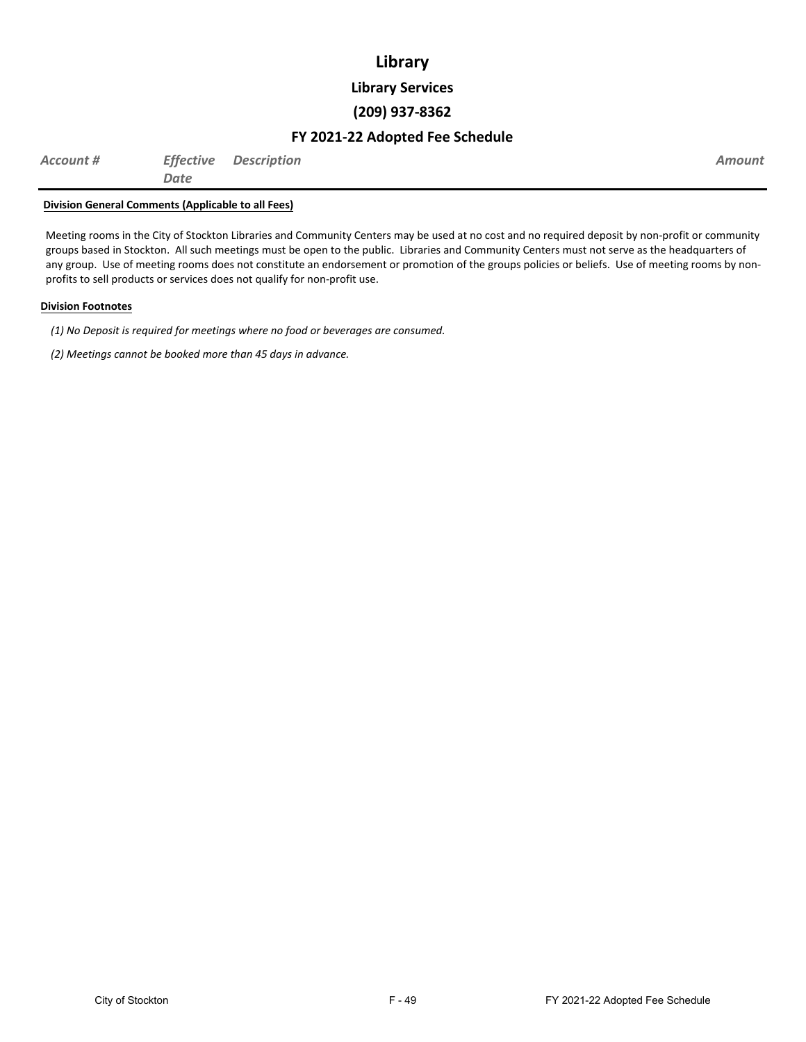# Library

## Library Services

## (209) 937-8362

### FY 2021-22 Adopted Fee Schedule

| *Account #* | *Effective Date* | *Description* | *Amount* |
|---|---|---|---|

**Division General Comments (Applicable to all Fees)**

Meeting rooms in the City of Stockton Libraries and Community Centers may be used at no cost and no required deposit by non-profit or community groups based in Stockton. All such meetings must be open to the public. Libraries and Community Centers must not serve as the headquarters of any group. Use of meeting rooms does not constitute an endorsement or promotion of the groups policies or beliefs. Use of meeting rooms by non-profits to sell products or services does not qualify for non-profit use.

**Division Footnotes**

*(1) No Deposit is required for meetings where no food or beverages are consumed.*

*(2) Meetings cannot be booked more than 45 days in advance.*